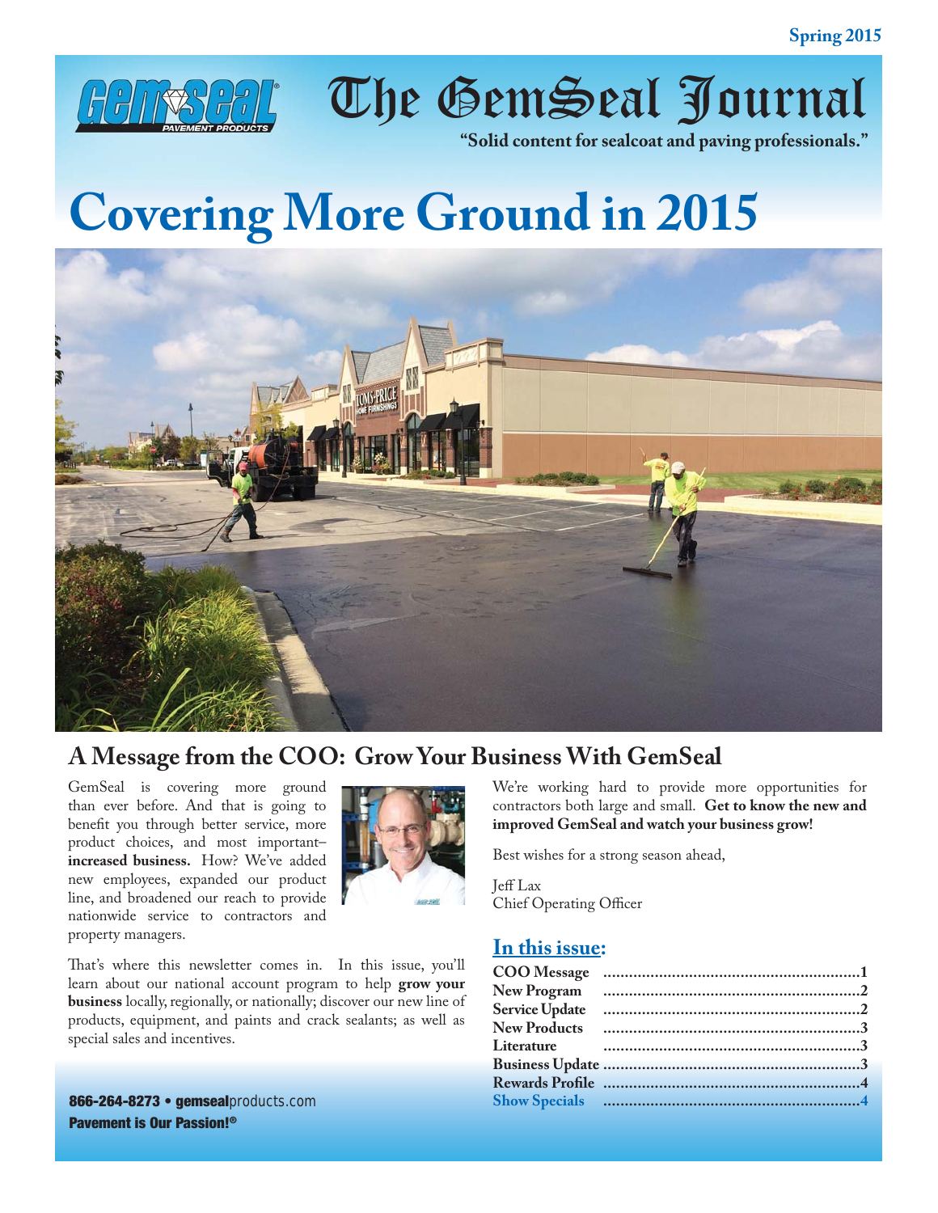Spring 2015

# The GemSeal Journal

**"Solid content for sealcoat and paving professionals."**

# Covering More Ground in 2015

## A Message from the COO: Grow Your Business With GemSeal

GemSeal is covering more ground than ever before. And that is going to benefit you through better service, more product choices, and most important– **increased business.** How? We've added new employees, expanded our product line, and broadened our reach to provide nationwide service to contractors and property managers.

That's where this newsletter comes in. In this issue, you'll learn about our national account program to help **grow your business** locally, regionally, or nationally; discover our new line of products, equipment, and paints and crack sealants; as well as special sales and incentives.

We're working hard to provide more opportunities for contractors both large and small. **Get to know the new and improved GemSeal and watch your business grow!**

Best wishes for a strong season ahead,

Jeff Lax
Chief Operating Officer

### In this issue:

| | |
|---|---|
| **COO Message** | **1** |
| **New Program** | **2** |
| **Service Update** | **2** |
| **New Products** | **3** |
| **Literature** | **3** |
| **Business Update** | **3** |
| **Rewards Profile** | **4** |
| **Show Specials** | **4** |

**866-264-8273 • gemseal**products.com
**Pavement is Our Passion!®**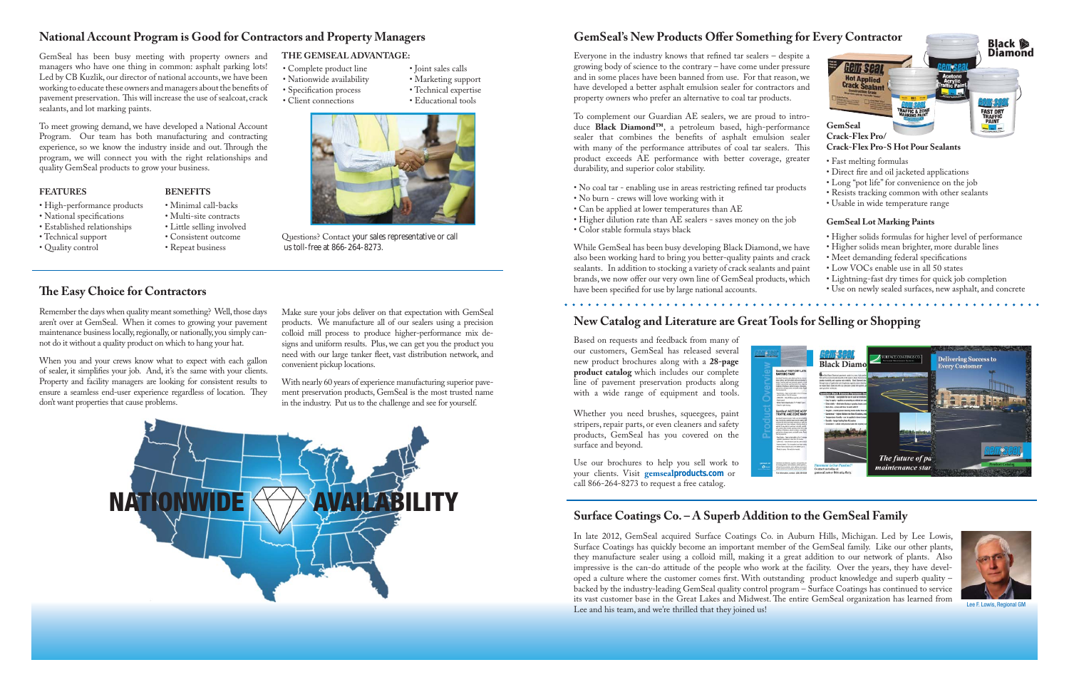## National Account Program is Good for Contractors and Property Managers

GemSeal has been busy meeting with property owners and managers who have one thing in common: asphalt parking lots! Led by CB Kuzlik, our director of national accounts, we have been working to educate these owners and managers about the benefits of pavement preservation. This will increase the use of sealcoat, crack sealants, and lot marking paints.

To meet growing demand, we have developed a National Account Program. Our team has both manufacturing and contracting experience, so we know the industry inside and out. Through the program, we will connect you with the right relationships and quality GemSeal products to grow your business.

**FEATURES**

- High-performance products
- National specifications
- Established relationships
- Technical support
- Quality control

**BENEFITS**

- Minimal call-backs
- Multi-site contracts
- Little selling involved
- Consistent outcome
- Repeat business

**THE GEMSEAL ADVANTAGE:**

- Complete product line
- Nationwide availability
- Specification process
- Client connections
- Joint sales calls
- Marketing support
- Technical expertise
- Educational tools

Questions? Contact your sales representative or call us toll-free at 866-264-8273.

## The Easy Choice for Contractors

Remember the days when quality meant something? Well, those days aren't over at GemSeal. When it comes to growing your pavement maintenance business locally, regionally, or nationally, you simply cannot do it without a quality product on which to hang your hat.

When you and your crews know what to expect with each gallon of sealer, it simplifies your job. And, it's the same with your clients. Property and facility managers are looking for consistent results to ensure a seamless end-user experience regardless of location. They don't want properties that cause problems.

Make sure your jobs deliver on that expectation with GemSeal products. We manufacture all of our sealers using a precision colloid mill process to produce higher-performance mix designs and uniform results. Plus, we can get you the product you need with our large tanker fleet, vast distribution network, and convenient pickup locations.

With nearly 60 years of experience manufacturing superior pavement preservation products, GemSeal is the most trusted name in the industry. Put us to the challenge and see for yourself.

NATIONWIDE AVAILABILITY

## GemSeal's New Products Offer Something for Every Contractor

Everyone in the industry knows that refined tar sealers – despite a growing body of science to the contrary – have come under pressure and in some places have been banned from use. For that reason, we have developed a better asphalt emulsion sealer for contractors and property owners who prefer an alternative to coal tar products.

To complement our Guardian AE sealers, we are proud to introduce **Black Diamond™**, a petroleum based, high-performance sealer that combines the benefits of asphalt emulsion sealer with many of the performance attributes of coal tar sealers. This product exceeds AE performance with better coverage, greater durability, and superior color stability.

- No coal tar - enabling use in areas restricting refined tar products
- No burn - crews will love working with it
- Can be applied at lower temperatures than AE
- Higher dilution rate than AE sealers - saves money on the job
- Color stable formula stays black

While GemSeal has been busy developing Black Diamond, we have also been working hard to bring you better-quality paints and crack sealants. In addition to stocking a variety of crack sealants and paint brands, we now offer our very own line of GemSeal products, which have been specified for use by large national accounts.

**GemSeal Crack-Flex Pro/ Crack-Flex Pro-S Hot Pour Sealants**

- Fast melting formulas
- Direct fire and oil jacketed applications
- Long "pot life" for convenience on the job
- Resists tracking common with other sealants
- Usable in wide temperature range

**GemSeal Lot Marking Paints**

- Higher solids formulas for higher level of performance
- Higher solids mean brighter, more durable lines
- Meet demanding federal specifications
- Low VOCs enable use in all 50 states
- Lightning-fast dry times for quick job completion
- Use on newly sealed surfaces, new asphalt, and concrete

## New Catalog and Literature are Great Tools for Selling or Shopping

Based on requests and feedback from many of our customers, GemSeal has released several new product brochures along with a **28-page product catalog** which includes our complete line of pavement preservation products along with a wide range of equipment and tools.

Whether you need brushes, squeegees, paint stripers, repair parts, or even cleaners and safety products, GemSeal has you covered on the surface and beyond.

Use our brochures to help you sell work to your clients. Visit **gemsealproducts.com** or call 866-264-8273 to request a free catalog.

## Surface Coatings Co. – A Superb Addition to the GemSeal Family

In late 2012, GemSeal acquired Surface Coatings Co. in Auburn Hills, Michigan. Led by Lee Lowis, Surface Coatings has quickly become an important member of the GemSeal family. Like our other plants, they manufacture sealer using a colloid mill, making it a great addition to our network of plants. Also impressive is the can-do attitude of the people who work at the facility. Over the years, they have developed a culture where the customer comes first. With outstanding product knowledge and superb quality – backed by the industry-leading GemSeal quality control program – Surface Coatings has continued to service its vast customer base in the Great Lakes and Midwest. The entire GemSeal organization has learned from Lee and his team, and we're thrilled that they joined us!

Lee F. Lowis, Regional GM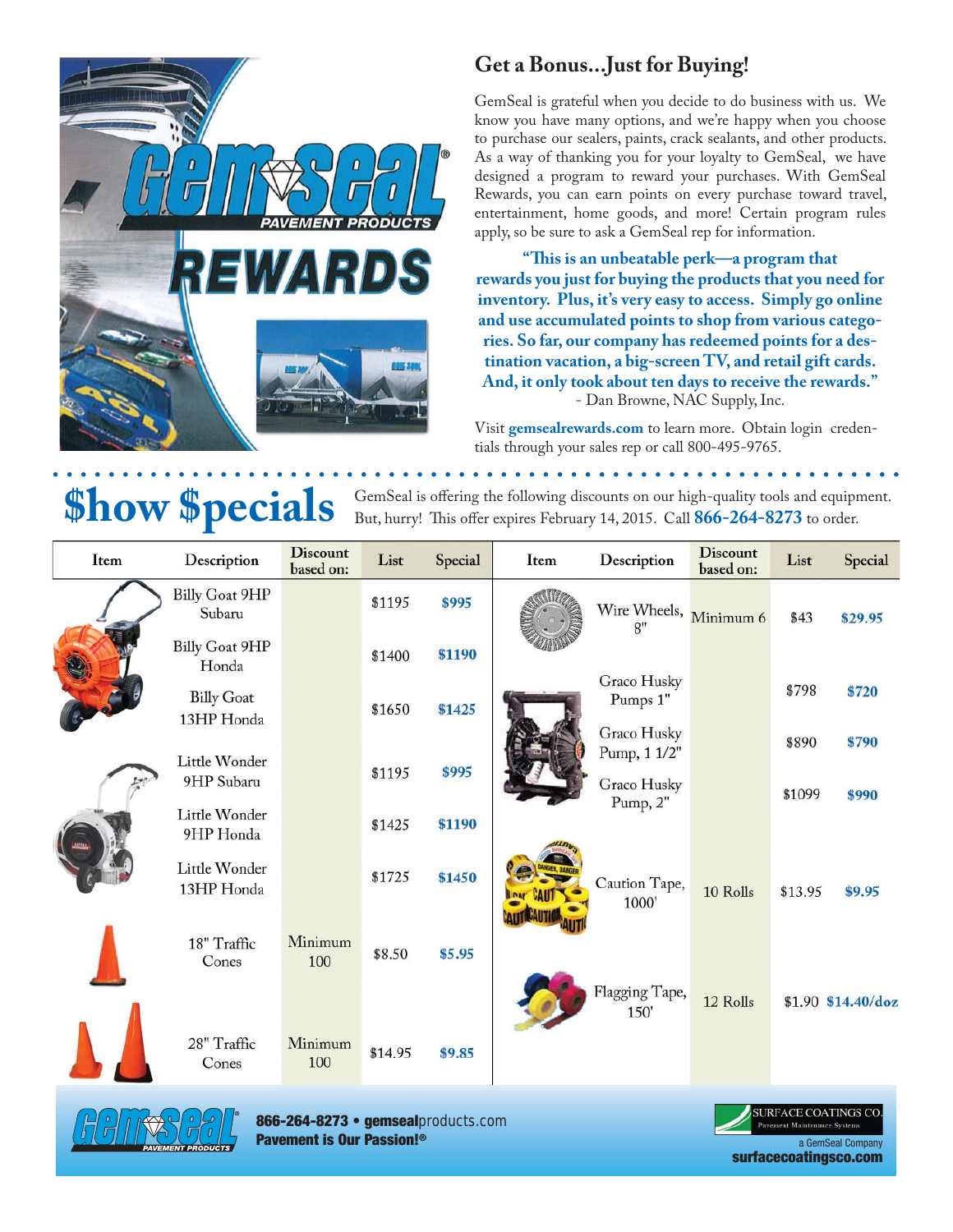## Get a Bonus...Just for Buying!

GemSeal is grateful when you decide to do business with us. We know you have many options, and we're happy when you choose to purchase our sealers, paints, crack sealants, and other products. As a way of thanking you for your loyalty to GemSeal, we have designed a program to reward your purchases. With GemSeal Rewards, you can earn points on every purchase toward travel, entertainment, home goods, and more! Certain program rules apply, so be sure to ask a GemSeal rep for information.

**"This is an unbeatable perk—a program that rewards you just for buying the products that you need for inventory. Plus, it's very easy to access. Simply go online and use accumulated points to shop from various categories. So far, our company has redeemed points for a destination vacation, a big-screen TV, and retail gift cards. And, it only took about ten days to receive the rewards."**
- Dan Browne, NAC Supply, Inc.

Visit **gemsealrewards.com** to learn more. Obtain login credentials through your sales rep or call 800-495-9765.

# $how $pecials

GemSeal is offering the following discounts on our high-quality tools and equipment. But, hurry! This offer expires February 14, 2015. Call **866-264-8273** to order.

| Item | Description | Discount based on: | List | Special |
|---|---|---|---|---|
| | Billy Goat 9HP Subaru | | $1195 | **$995** |
| | Billy Goat 9HP Honda | | $1400 | **$1190** |
| | Billy Goat 13HP Honda | | $1650 | **$1425** |
| | Little Wonder 9HP Subaru | | $1195 | **$995** |
| | Little Wonder 9HP Honda | | $1425 | **$1190** |
| | Little Wonder 13HP Honda | | $1725 | **$1450** |
| | 18" Traffic Cones | Minimum 100 | $8.50 | **$5.95** |
| | 28" Traffic Cones | Minimum 100 | $14.95 | **$9.85** |
| | Wire Wheels, 8" | Minimum 6 | $43 | **$29.95** |
| | Graco Husky Pumps 1" | | $798 | **$720** |
| | Graco Husky Pump, 1 1/2" | | $890 | **$790** |
| | Graco Husky Pump, 2" | | $1099 | **$990** |
| | Caution Tape, 1000' | 10 Rolls | $13.95 | **$9.95** |
| | Flagging Tape, 150' | 12 Rolls | $1.90 | **$14.40/doz** |

**866-264-8273 • gemsealproducts.com**
**Pavement is Our Passion!®**

SURFACE COATINGS CO.
Pavement Maintenance Systems
a GemSeal Company
**surfacecoatingsco.com**